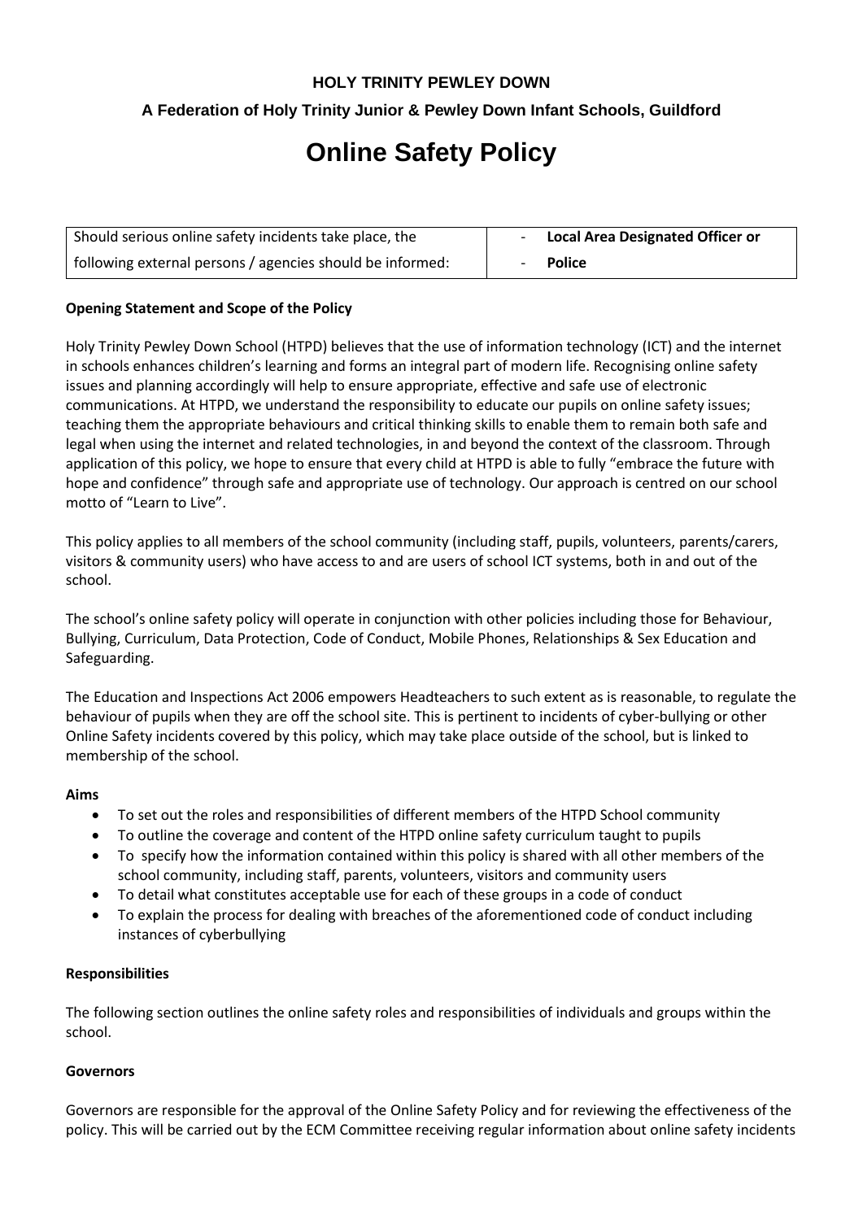**HOLY TRINITY PEWLEY DOWN**

**A Federation of Holy Trinity Junior & Pewley Down Infant Schools, Guildford**

# Online Safety Policy

| Should serious online safety incidents take place, the following external persons / agencies should be informed: | - **Local Area Designated Officer or**<br>- **Police** |
| --- | --- |

**Opening Statement and Scope of the Policy**

Holy Trinity Pewley Down School (HTPD) believes that the use of information technology (ICT) and the internet in schools enhances children's learning and forms an integral part of modern life. Recognising online safety issues and planning accordingly will help to ensure appropriate, effective and safe use of electronic communications. At HTPD, we understand the responsibility to educate our pupils on online safety issues; teaching them the appropriate behaviours and critical thinking skills to enable them to remain both safe and legal when using the internet and related technologies, in and beyond the context of the classroom. Through application of this policy, we hope to ensure that every child at HTPD is able to fully "embrace the future with hope and confidence" through safe and appropriate use of technology. Our approach is centred on our school motto of "Learn to Live".

This policy applies to all members of the school community (including staff, pupils, volunteers, parents/carers, visitors & community users) who have access to and are users of school ICT systems, both in and out of the school.

The school's online safety policy will operate in conjunction with other policies including those for Behaviour, Bullying, Curriculum, Data Protection, Code of Conduct, Mobile Phones, Relationships & Sex Education and Safeguarding.

The Education and Inspections Act 2006 empowers Headteachers to such extent as is reasonable, to regulate the behaviour of pupils when they are off the school site. This is pertinent to incidents of cyber-bullying or other Online Safety incidents covered by this policy, which may take place outside of the school, but is linked to membership of the school.

**Aims**

- To set out the roles and responsibilities of different members of the HTPD School community
- To outline the coverage and content of the HTPD online safety curriculum taught to pupils
- To specify how the information contained within this policy is shared with all other members of the school community, including staff, parents, volunteers, visitors and community users
- To detail what constitutes acceptable use for each of these groups in a code of conduct
- To explain the process for dealing with breaches of the aforementioned code of conduct including instances of cyberbullying

**Responsibilities**

The following section outlines the online safety roles and responsibilities of individuals and groups within the school.

**Governors**

Governors are responsible for the approval of the Online Safety Policy and for reviewing the effectiveness of the policy. This will be carried out by the ECM Committee receiving regular information about online safety incidents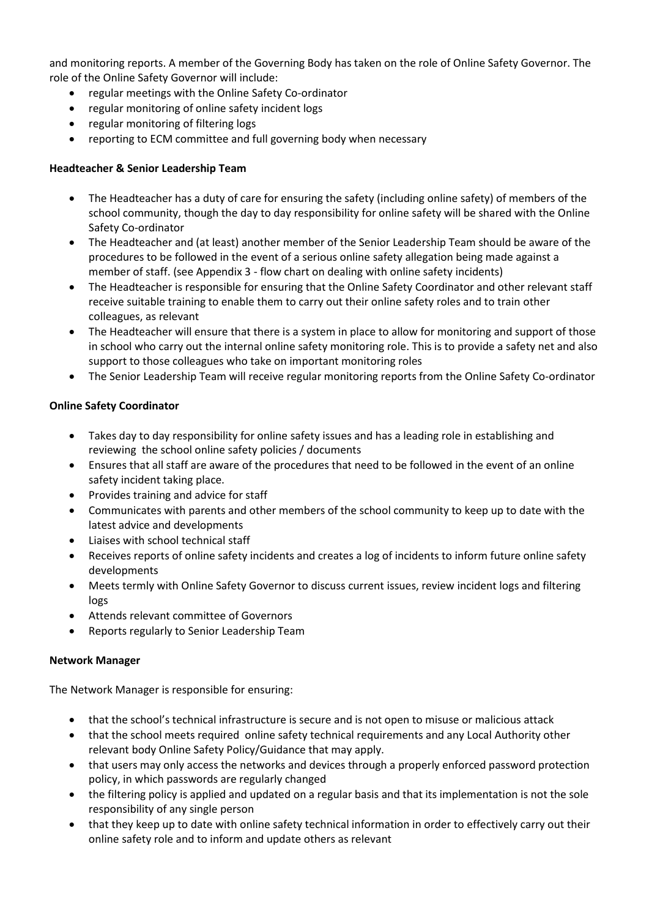and monitoring reports. A member of the Governing Body has taken on the role of Online Safety Governor. The role of the Online Safety Governor will include:

- regular meetings with the Online Safety Co-ordinator
- regular monitoring of online safety incident logs
- regular monitoring of filtering logs
- reporting to ECM committee and full governing body when necessary

**Headteacher & Senior Leadership Team**

- The Headteacher has a duty of care for ensuring the safety (including online safety) of members of the school community, though the day to day responsibility for online safety will be shared with the Online Safety Co-ordinator
- The Headteacher and (at least) another member of the Senior Leadership Team should be aware of the procedures to be followed in the event of a serious online safety allegation being made against a member of staff. (see Appendix 3 - flow chart on dealing with online safety incidents)
- The Headteacher is responsible for ensuring that the Online Safety Coordinator and other relevant staff receive suitable training to enable them to carry out their online safety roles and to train other colleagues, as relevant
- The Headteacher will ensure that there is a system in place to allow for monitoring and support of those in school who carry out the internal online safety monitoring role. This is to provide a safety net and also support to those colleagues who take on important monitoring roles
- The Senior Leadership Team will receive regular monitoring reports from the Online Safety Co-ordinator

**Online Safety Coordinator**

- Takes day to day responsibility for online safety issues and has a leading role in establishing and reviewing the school online safety policies / documents
- Ensures that all staff are aware of the procedures that need to be followed in the event of an online safety incident taking place.
- Provides training and advice for staff
- Communicates with parents and other members of the school community to keep up to date with the latest advice and developments
- Liaises with school technical staff
- Receives reports of online safety incidents and creates a log of incidents to inform future online safety developments
- Meets termly with Online Safety Governor to discuss current issues, review incident logs and filtering logs
- Attends relevant committee of Governors
- Reports regularly to Senior Leadership Team

**Network Manager**

The Network Manager is responsible for ensuring:

- that the school's technical infrastructure is secure and is not open to misuse or malicious attack
- that the school meets required online safety technical requirements and any Local Authority other relevant body Online Safety Policy/Guidance that may apply.
- that users may only access the networks and devices through a properly enforced password protection policy, in which passwords are regularly changed
- the filtering policy is applied and updated on a regular basis and that its implementation is not the sole responsibility of any single person
- that they keep up to date with online safety technical information in order to effectively carry out their online safety role and to inform and update others as relevant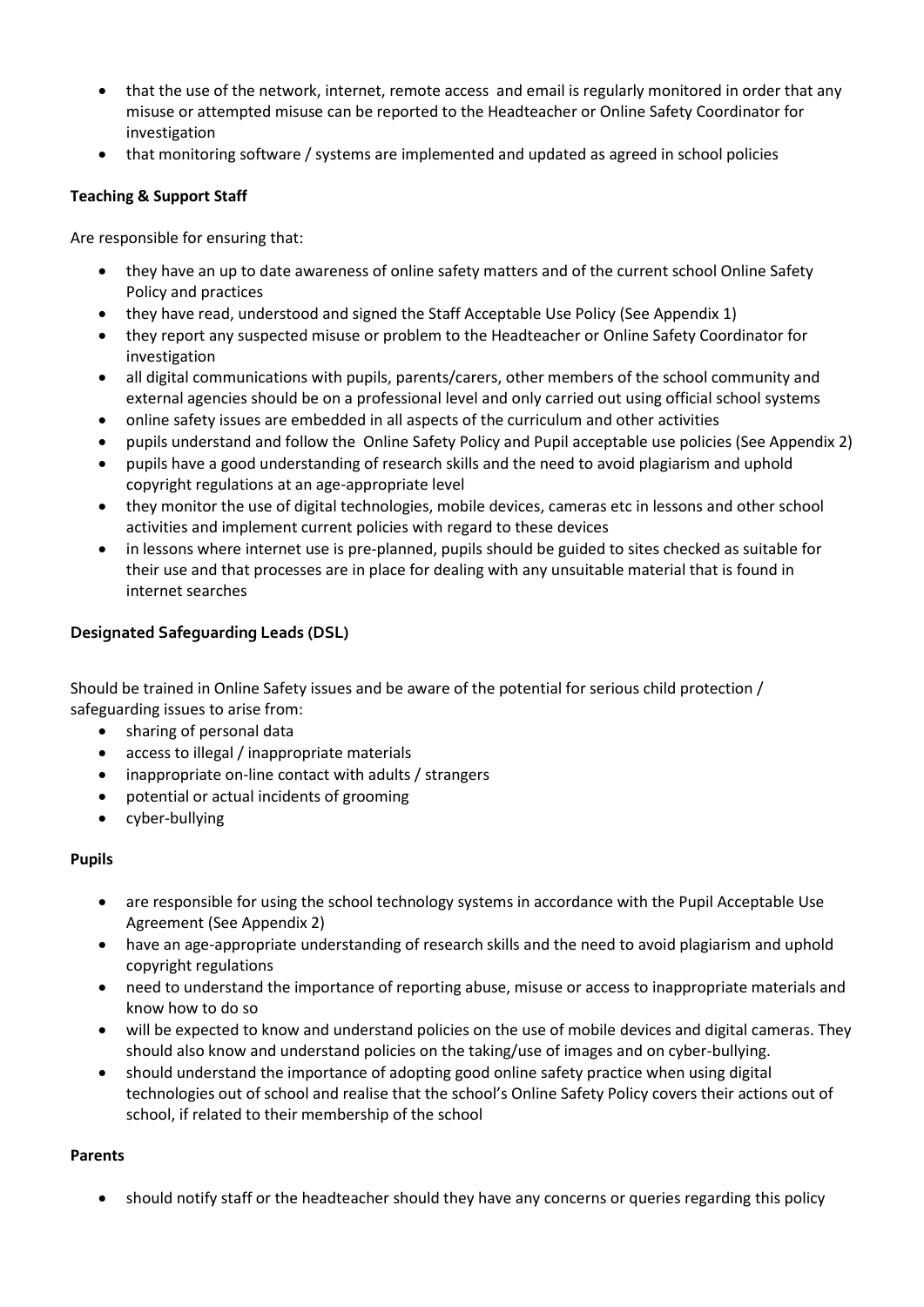- that the use of the network, internet, remote access and email is regularly monitored in order that any misuse or attempted misuse can be reported to the Headteacher or Online Safety Coordinator for investigation
- that monitoring software / systems are implemented and updated as agreed in school policies

**Teaching & Support Staff**

Are responsible for ensuring that:

- they have an up to date awareness of online safety matters and of the current school Online Safety Policy and practices
- they have read, understood and signed the Staff Acceptable Use Policy (See Appendix 1)
- they report any suspected misuse or problem to the Headteacher or Online Safety Coordinator for investigation
- all digital communications with pupils, parents/carers, other members of the school community and external agencies should be on a professional level and only carried out using official school systems
- online safety issues are embedded in all aspects of the curriculum and other activities
- pupils understand and follow the Online Safety Policy and Pupil acceptable use policies (See Appendix 2)
- pupils have a good understanding of research skills and the need to avoid plagiarism and uphold copyright regulations at an age-appropriate level
- they monitor the use of digital technologies, mobile devices, cameras etc in lessons and other school activities and implement current policies with regard to these devices
- in lessons where internet use is pre-planned, pupils should be guided to sites checked as suitable for their use and that processes are in place for dealing with any unsuitable material that is found in internet searches

**Designated Safeguarding Leads (DSL)**

Should be trained in Online Safety issues and be aware of the potential for serious child protection / safeguarding issues to arise from:

- sharing of personal data
- access to illegal / inappropriate materials
- inappropriate on-line contact with adults / strangers
- potential or actual incidents of grooming
- cyber-bullying

**Pupils**

- are responsible for using the school technology systems in accordance with the Pupil Acceptable Use Agreement (See Appendix 2)
- have an age-appropriate understanding of research skills and the need to avoid plagiarism and uphold copyright regulations
- need to understand the importance of reporting abuse, misuse or access to inappropriate materials and know how to do so
- will be expected to know and understand policies on the use of mobile devices and digital cameras. They should also know and understand policies on the taking/use of images and on cyber-bullying.
- should understand the importance of adopting good online safety practice when using digital technologies out of school and realise that the school's Online Safety Policy covers their actions out of school, if related to their membership of the school

**Parents**

- should notify staff or the headteacher should they have any concerns or queries regarding this policy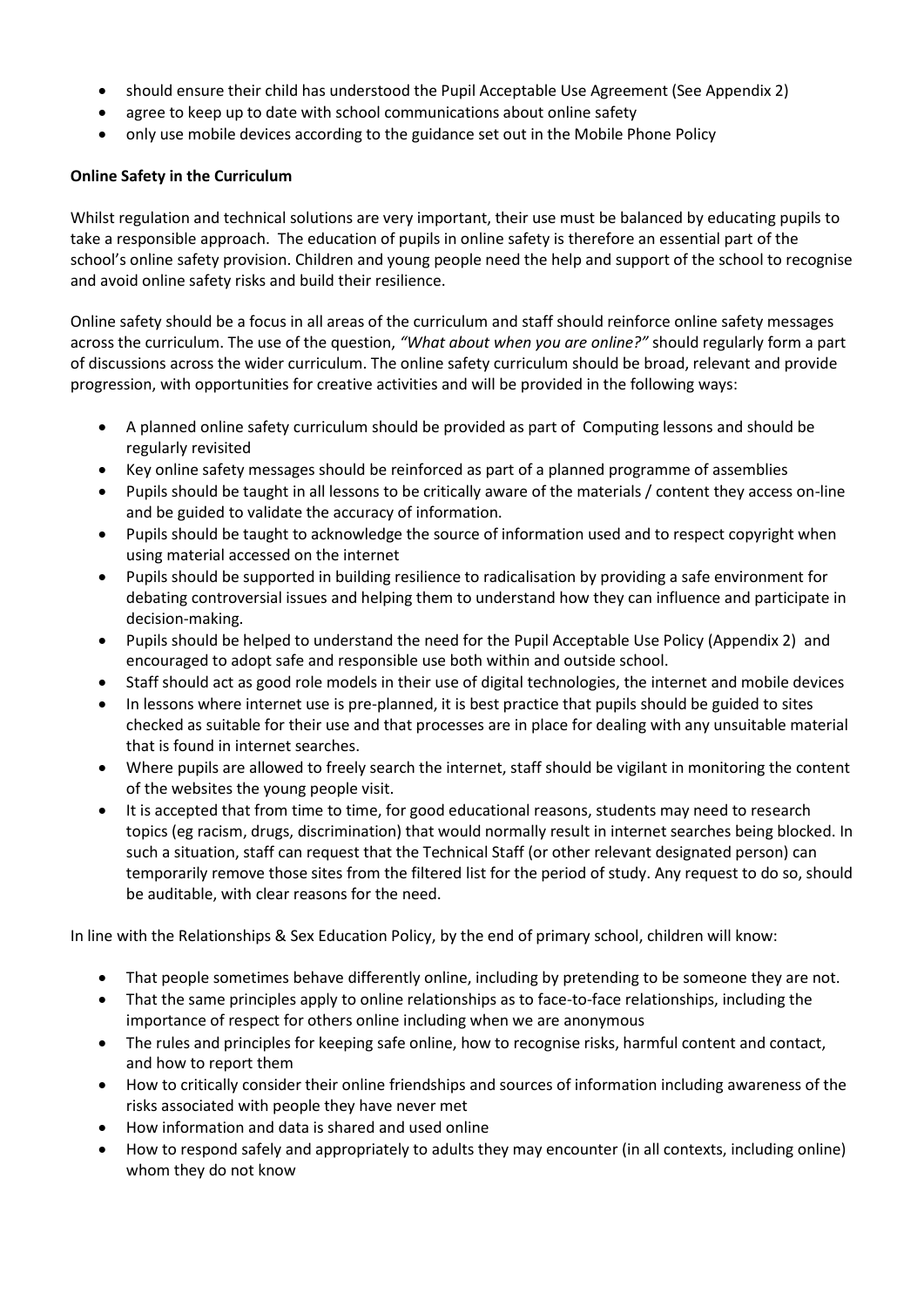- should ensure their child has understood the Pupil Acceptable Use Agreement (See Appendix 2)
- agree to keep up to date with school communications about online safety
- only use mobile devices according to the guidance set out in the Mobile Phone Policy

**Online Safety in the Curriculum**

Whilst regulation and technical solutions are very important, their use must be balanced by educating pupils to take a responsible approach. The education of pupils in online safety is therefore an essential part of the school's online safety provision. Children and young people need the help and support of the school to recognise and avoid online safety risks and build their resilience.

Online safety should be a focus in all areas of the curriculum and staff should reinforce online safety messages across the curriculum. The use of the question, *"What about when you are online?"* should regularly form a part of discussions across the wider curriculum. The online safety curriculum should be broad, relevant and provide progression, with opportunities for creative activities and will be provided in the following ways:

- A planned online safety curriculum should be provided as part of Computing lessons and should be regularly revisited
- Key online safety messages should be reinforced as part of a planned programme of assemblies
- Pupils should be taught in all lessons to be critically aware of the materials / content they access on-line and be guided to validate the accuracy of information.
- Pupils should be taught to acknowledge the source of information used and to respect copyright when using material accessed on the internet
- Pupils should be supported in building resilience to radicalisation by providing a safe environment for debating controversial issues and helping them to understand how they can influence and participate in decision-making.
- Pupils should be helped to understand the need for the Pupil Acceptable Use Policy (Appendix 2) and encouraged to adopt safe and responsible use both within and outside school.
- Staff should act as good role models in their use of digital technologies, the internet and mobile devices
- In lessons where internet use is pre-planned, it is best practice that pupils should be guided to sites checked as suitable for their use and that processes are in place for dealing with any unsuitable material that is found in internet searches.
- Where pupils are allowed to freely search the internet, staff should be vigilant in monitoring the content of the websites the young people visit.
- It is accepted that from time to time, for good educational reasons, students may need to research topics (eg racism, drugs, discrimination) that would normally result in internet searches being blocked. In such a situation, staff can request that the Technical Staff (or other relevant designated person) can temporarily remove those sites from the filtered list for the period of study. Any request to do so, should be auditable, with clear reasons for the need.

In line with the Relationships & Sex Education Policy, by the end of primary school, children will know:

- That people sometimes behave differently online, including by pretending to be someone they are not.
- That the same principles apply to online relationships as to face-to-face relationships, including the importance of respect for others online including when we are anonymous
- The rules and principles for keeping safe online, how to recognise risks, harmful content and contact, and how to report them
- How to critically consider their online friendships and sources of information including awareness of the risks associated with people they have never met
- How information and data is shared and used online
- How to respond safely and appropriately to adults they may encounter (in all contexts, including online) whom they do not know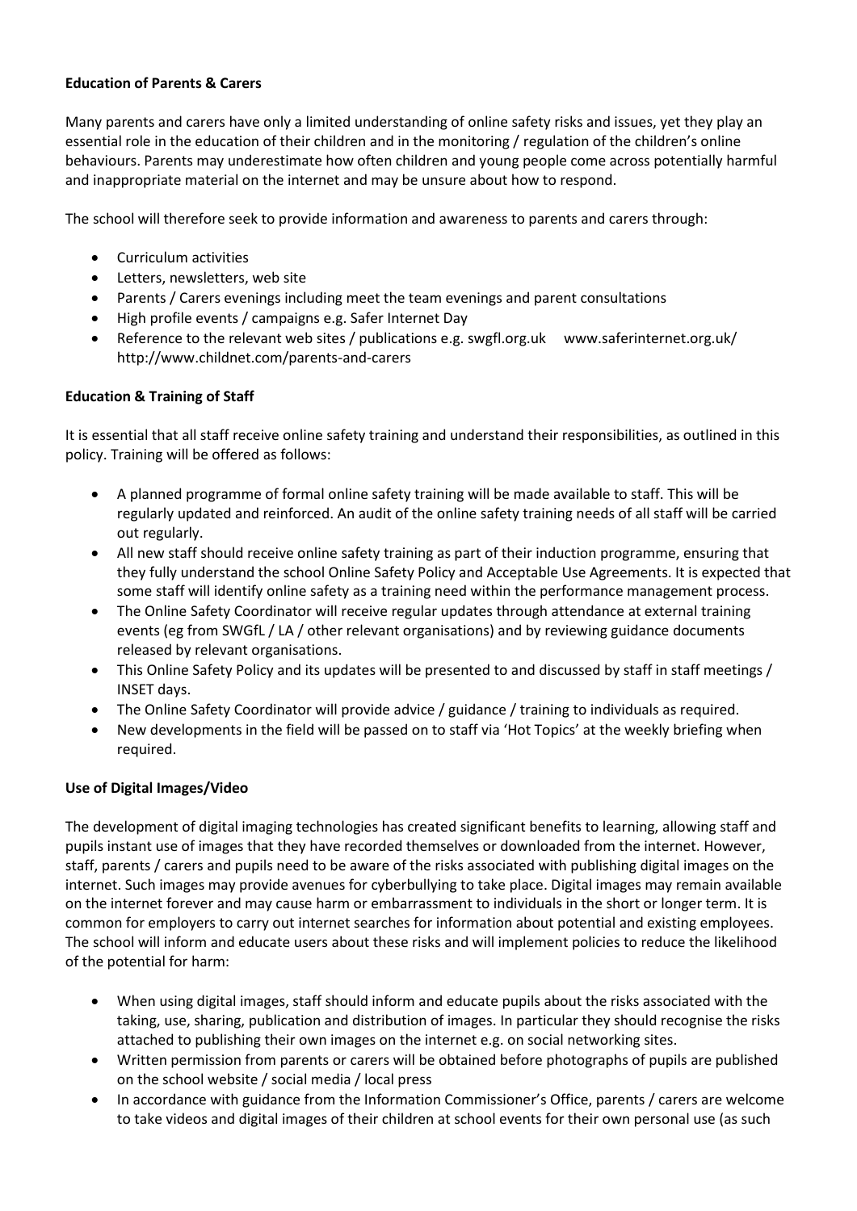**Education of Parents & Carers**

Many parents and carers have only a limited understanding of online safety risks and issues, yet they play an essential role in the education of their children and in the monitoring / regulation of the children's online behaviours. Parents may underestimate how often children and young people come across potentially harmful and inappropriate material on the internet and may be unsure about how to respond.

The school will therefore seek to provide information and awareness to parents and carers through:

- Curriculum activities
- Letters, newsletters, web site
- Parents / Carers evenings including meet the team evenings and parent consultations
- High profile events / campaigns e.g. Safer Internet Day
- Reference to the relevant web sites / publications e.g. swgfl.org.uk www.saferinternet.org.uk/ http://www.childnet.com/parents-and-carers

**Education & Training of Staff**

It is essential that all staff receive online safety training and understand their responsibilities, as outlined in this policy. Training will be offered as follows:

- A planned programme of formal online safety training will be made available to staff. This will be regularly updated and reinforced. An audit of the online safety training needs of all staff will be carried out regularly.
- All new staff should receive online safety training as part of their induction programme, ensuring that they fully understand the school Online Safety Policy and Acceptable Use Agreements. It is expected that some staff will identify online safety as a training need within the performance management process.
- The Online Safety Coordinator will receive regular updates through attendance at external training events (eg from SWGfL / LA / other relevant organisations) and by reviewing guidance documents released by relevant organisations.
- This Online Safety Policy and its updates will be presented to and discussed by staff in staff meetings / INSET days.
- The Online Safety Coordinator will provide advice / guidance / training to individuals as required.
- New developments in the field will be passed on to staff via 'Hot Topics' at the weekly briefing when required.

**Use of Digital Images/Video**

The development of digital imaging technologies has created significant benefits to learning, allowing staff and pupils instant use of images that they have recorded themselves or downloaded from the internet. However, staff, parents / carers and pupils need to be aware of the risks associated with publishing digital images on the internet. Such images may provide avenues for cyberbullying to take place. Digital images may remain available on the internet forever and may cause harm or embarrassment to individuals in the short or longer term. It is common for employers to carry out internet searches for information about potential and existing employees. The school will inform and educate users about these risks and will implement policies to reduce the likelihood of the potential for harm:

- When using digital images, staff should inform and educate pupils about the risks associated with the taking, use, sharing, publication and distribution of images. In particular they should recognise the risks attached to publishing their own images on the internet e.g. on social networking sites.
- Written permission from parents or carers will be obtained before photographs of pupils are published on the school website / social media / local press
- In accordance with guidance from the Information Commissioner's Office, parents / carers are welcome to take videos and digital images of their children at school events for their own personal use (as such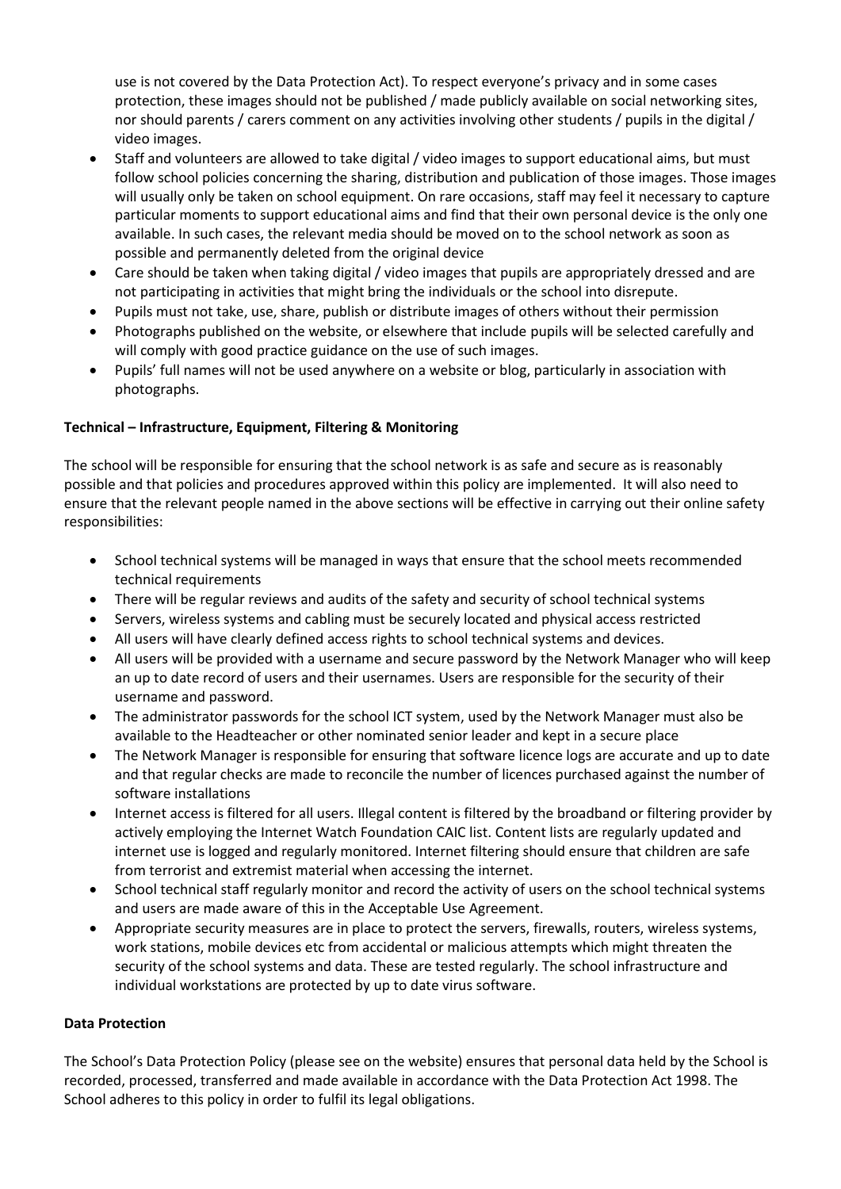use is not covered by the Data Protection Act). To respect everyone's privacy and in some cases protection, these images should not be published / made publicly available on social networking sites, nor should parents / carers comment on any activities involving other students / pupils in the digital / video images.

- Staff and volunteers are allowed to take digital / video images to support educational aims, but must follow school policies concerning the sharing, distribution and publication of those images. Those images will usually only be taken on school equipment. On rare occasions, staff may feel it necessary to capture particular moments to support educational aims and find that their own personal device is the only one available. In such cases, the relevant media should be moved on to the school network as soon as possible and permanently deleted from the original device
- Care should be taken when taking digital / video images that pupils are appropriately dressed and are not participating in activities that might bring the individuals or the school into disrepute.
- Pupils must not take, use, share, publish or distribute images of others without their permission
- Photographs published on the website, or elsewhere that include pupils will be selected carefully and will comply with good practice guidance on the use of such images.
- Pupils' full names will not be used anywhere on a website or blog, particularly in association with photographs.

**Technical – Infrastructure, Equipment, Filtering & Monitoring**

The school will be responsible for ensuring that the school network is as safe and secure as is reasonably possible and that policies and procedures approved within this policy are implemented. It will also need to ensure that the relevant people named in the above sections will be effective in carrying out their online safety responsibilities:

- School technical systems will be managed in ways that ensure that the school meets recommended technical requirements
- There will be regular reviews and audits of the safety and security of school technical systems
- Servers, wireless systems and cabling must be securely located and physical access restricted
- All users will have clearly defined access rights to school technical systems and devices.
- All users will be provided with a username and secure password by the Network Manager who will keep an up to date record of users and their usernames. Users are responsible for the security of their username and password.
- The administrator passwords for the school ICT system, used by the Network Manager must also be available to the Headteacher or other nominated senior leader and kept in a secure place
- The Network Manager is responsible for ensuring that software licence logs are accurate and up to date and that regular checks are made to reconcile the number of licences purchased against the number of software installations
- Internet access is filtered for all users. Illegal content is filtered by the broadband or filtering provider by actively employing the Internet Watch Foundation CAIC list. Content lists are regularly updated and internet use is logged and regularly monitored. Internet filtering should ensure that children are safe from terrorist and extremist material when accessing the internet.
- School technical staff regularly monitor and record the activity of users on the school technical systems and users are made aware of this in the Acceptable Use Agreement.
- Appropriate security measures are in place to protect the servers, firewalls, routers, wireless systems, work stations, mobile devices etc from accidental or malicious attempts which might threaten the security of the school systems and data. These are tested regularly. The school infrastructure and individual workstations are protected by up to date virus software.

**Data Protection**

The School's Data Protection Policy (please see on the website) ensures that personal data held by the School is recorded, processed, transferred and made available in accordance with the Data Protection Act 1998. The School adheres to this policy in order to fulfil its legal obligations.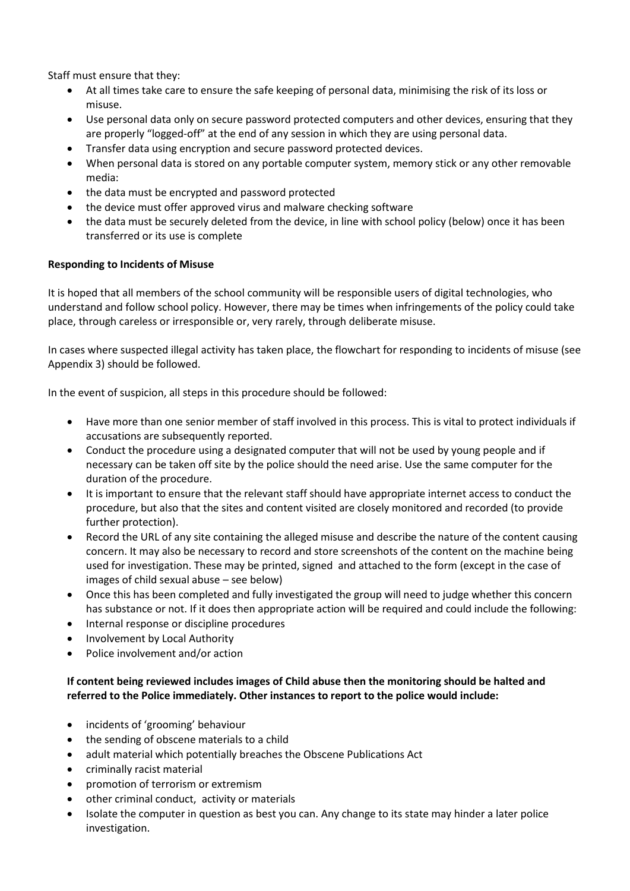Staff must ensure that they:

- At all times take care to ensure the safe keeping of personal data, minimising the risk of its loss or misuse.
- Use personal data only on secure password protected computers and other devices, ensuring that they are properly "logged-off" at the end of any session in which they are using personal data.
- Transfer data using encryption and secure password protected devices.
- When personal data is stored on any portable computer system, memory stick or any other removable media:
- the data must be encrypted and password protected
- the device must offer approved virus and malware checking software
- the data must be securely deleted from the device, in line with school policy (below) once it has been transferred or its use is complete

**Responding to Incidents of Misuse**

It is hoped that all members of the school community will be responsible users of digital technologies, who understand and follow school policy. However, there may be times when infringements of the policy could take place, through careless or irresponsible or, very rarely, through deliberate misuse.

In cases where suspected illegal activity has taken place, the flowchart for responding to incidents of misuse (see Appendix 3) should be followed.

In the event of suspicion, all steps in this procedure should be followed:

- Have more than one senior member of staff involved in this process. This is vital to protect individuals if accusations are subsequently reported.
- Conduct the procedure using a designated computer that will not be used by young people and if necessary can be taken off site by the police should the need arise. Use the same computer for the duration of the procedure.
- It is important to ensure that the relevant staff should have appropriate internet access to conduct the procedure, but also that the sites and content visited are closely monitored and recorded (to provide further protection).
- Record the URL of any site containing the alleged misuse and describe the nature of the content causing concern. It may also be necessary to record and store screenshots of the content on the machine being used for investigation. These may be printed, signed and attached to the form (except in the case of images of child sexual abuse – see below)
- Once this has been completed and fully investigated the group will need to judge whether this concern has substance or not. If it does then appropriate action will be required and could include the following:
- Internal response or discipline procedures
- Involvement by Local Authority
- Police involvement and/or action

**If content being reviewed includes images of Child abuse then the monitoring should be halted and referred to the Police immediately. Other instances to report to the police would include:**

- incidents of 'grooming' behaviour
- the sending of obscene materials to a child
- adult material which potentially breaches the Obscene Publications Act
- criminally racist material
- promotion of terrorism or extremism
- other criminal conduct, activity or materials
- Isolate the computer in question as best you can. Any change to its state may hinder a later police investigation.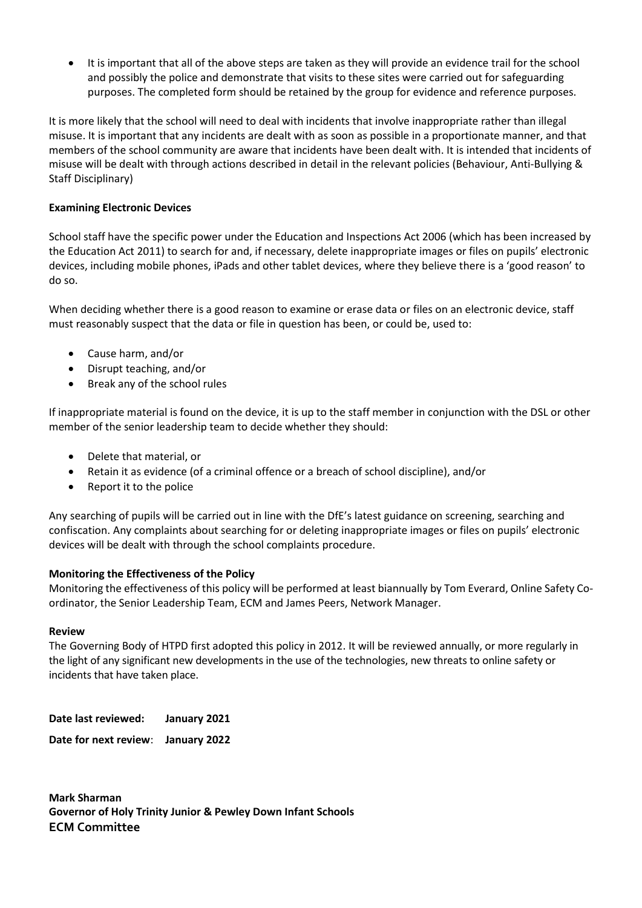- It is important that all of the above steps are taken as they will provide an evidence trail for the school and possibly the police and demonstrate that visits to these sites were carried out for safeguarding purposes. The completed form should be retained by the group for evidence and reference purposes.

It is more likely that the school will need to deal with incidents that involve inappropriate rather than illegal misuse. It is important that any incidents are dealt with as soon as possible in a proportionate manner, and that members of the school community are aware that incidents have been dealt with. It is intended that incidents of misuse will be dealt with through actions described in detail in the relevant policies (Behaviour, Anti-Bullying & Staff Disciplinary)

**Examining Electronic Devices**

School staff have the specific power under the Education and Inspections Act 2006 (which has been increased by the Education Act 2011) to search for and, if necessary, delete inappropriate images or files on pupils' electronic devices, including mobile phones, iPads and other tablet devices, where they believe there is a 'good reason' to do so.

When deciding whether there is a good reason to examine or erase data or files on an electronic device, staff must reasonably suspect that the data or file in question has been, or could be, used to:

- Cause harm, and/or
- Disrupt teaching, and/or
- Break any of the school rules

If inappropriate material is found on the device, it is up to the staff member in conjunction with the DSL or other member of the senior leadership team to decide whether they should:

- Delete that material, or
- Retain it as evidence (of a criminal offence or a breach of school discipline), and/or
- Report it to the police

Any searching of pupils will be carried out in line with the DfE's latest guidance on screening, searching and confiscation. Any complaints about searching for or deleting inappropriate images or files on pupils' electronic devices will be dealt with through the school complaints procedure.

**Monitoring the Effectiveness of the Policy**

Monitoring the effectiveness of this policy will be performed at least biannually by Tom Everard, Online Safety Co-ordinator, the Senior Leadership Team, ECM and James Peers, Network Manager.

**Review**

The Governing Body of HTPD first adopted this policy in 2012. It will be reviewed annually, or more regularly in the light of any significant new developments in the use of the technologies, new threats to online safety or incidents that have taken place.

**Date last reviewed: January 2021**

**Date for next review: January 2022**

**Mark Sharman**
**Governor of Holy Trinity Junior & Pewley Down Infant Schools**
**ECM Committee**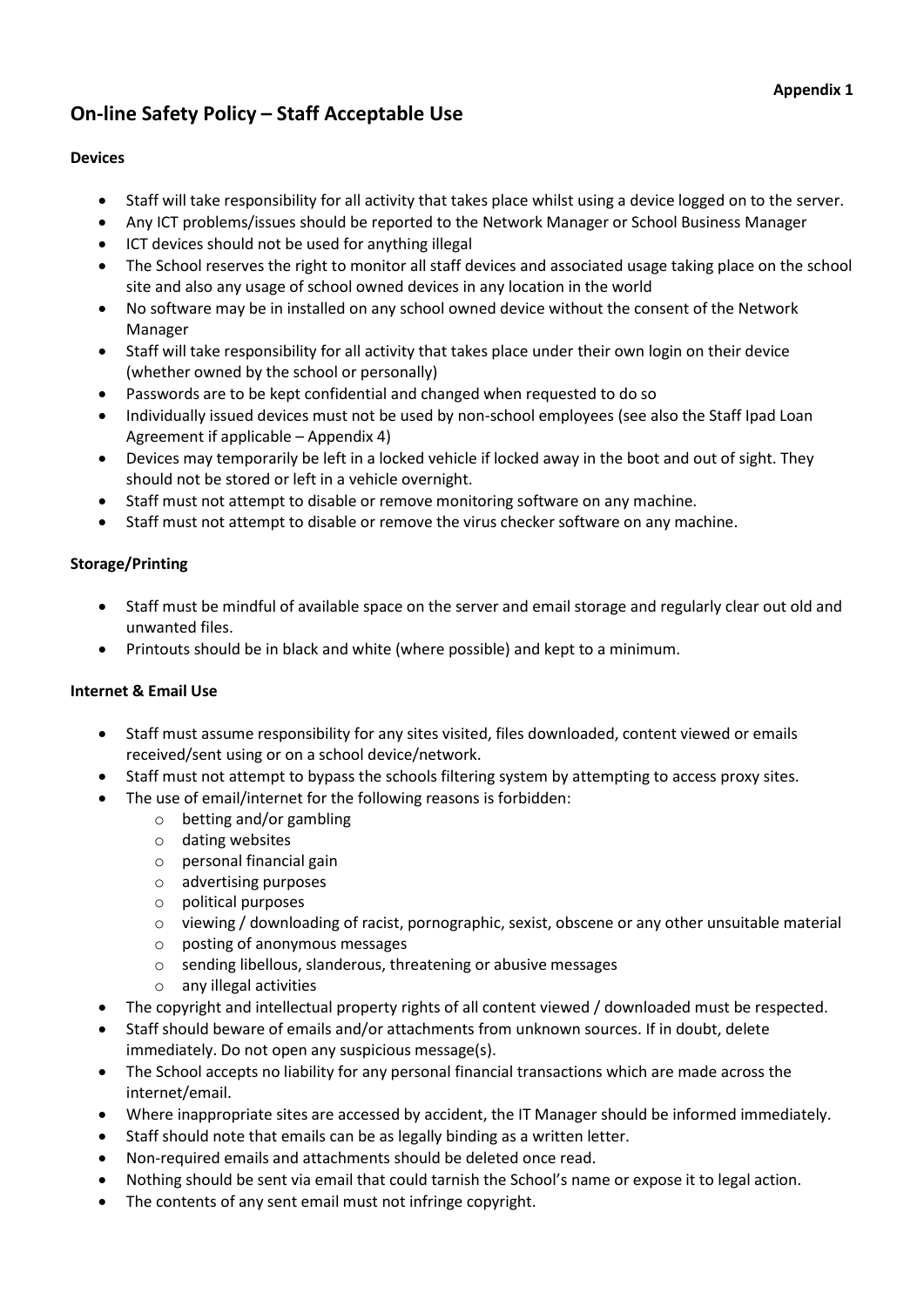**Appendix 1**

# On-line Safety Policy – Staff Acceptable Use

**Devices**

- Staff will take responsibility for all activity that takes place whilst using a device logged on to the server.
- Any ICT problems/issues should be reported to the Network Manager or School Business Manager
- ICT devices should not be used for anything illegal
- The School reserves the right to monitor all staff devices and associated usage taking place on the school site and also any usage of school owned devices in any location in the world
- No software may be in installed on any school owned device without the consent of the Network Manager
- Staff will take responsibility for all activity that takes place under their own login on their device (whether owned by the school or personally)
- Passwords are to be kept confidential and changed when requested to do so
- Individually issued devices must not be used by non-school employees (see also the Staff Ipad Loan Agreement if applicable – Appendix 4)
- Devices may temporarily be left in a locked vehicle if locked away in the boot and out of sight. They should not be stored or left in a vehicle overnight.
- Staff must not attempt to disable or remove monitoring software on any machine.
- Staff must not attempt to disable or remove the virus checker software on any machine.

**Storage/Printing**

- Staff must be mindful of available space on the server and email storage and regularly clear out old and unwanted files.
- Printouts should be in black and white (where possible) and kept to a minimum.

**Internet & Email Use**

- Staff must assume responsibility for any sites visited, files downloaded, content viewed or emails received/sent using or on a school device/network.
- Staff must not attempt to bypass the schools filtering system by attempting to access proxy sites.
- The use of email/internet for the following reasons is forbidden:
    - betting and/or gambling
    - dating websites
    - personal financial gain
    - advertising purposes
    - political purposes
    - viewing / downloading of racist, pornographic, sexist, obscene or any other unsuitable material
    - posting of anonymous messages
    - sending libellous, slanderous, threatening or abusive messages
    - any illegal activities
- The copyright and intellectual property rights of all content viewed / downloaded must be respected.
- Staff should beware of emails and/or attachments from unknown sources. If in doubt, delete immediately. Do not open any suspicious message(s).
- The School accepts no liability for any personal financial transactions which are made across the internet/email.
- Where inappropriate sites are accessed by accident, the IT Manager should be informed immediately.
- Staff should note that emails can be as legally binding as a written letter.
- Non-required emails and attachments should be deleted once read.
- Nothing should be sent via email that could tarnish the School's name or expose it to legal action.
- The contents of any sent email must not infringe copyright.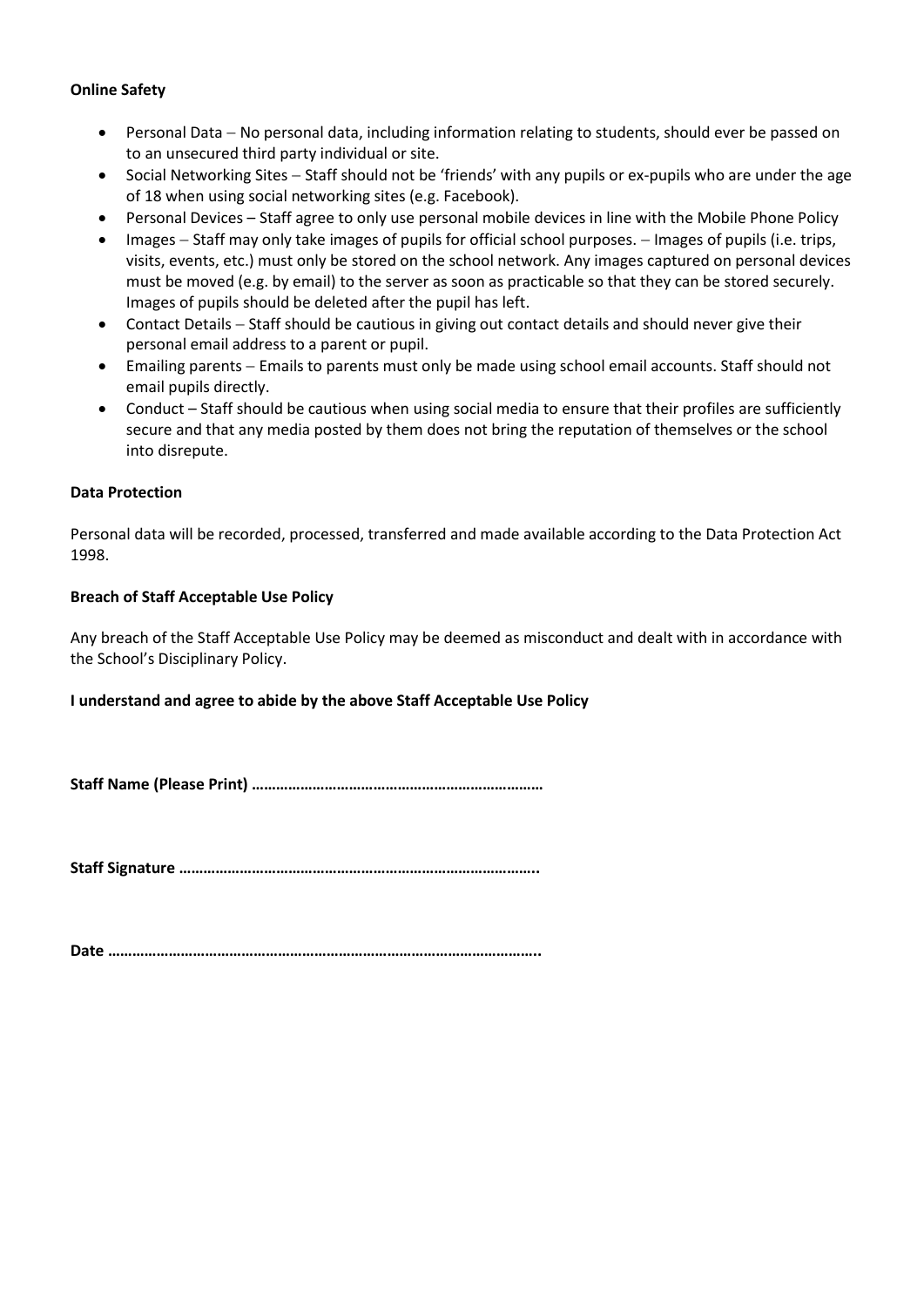**Online Safety**

- Personal Data – No personal data, including information relating to students, should ever be passed on to an unsecured third party individual or site.
- Social Networking Sites – Staff should not be 'friends' with any pupils or ex-pupils who are under the age of 18 when using social networking sites (e.g. Facebook).
- Personal Devices – Staff agree to only use personal mobile devices in line with the Mobile Phone Policy
- Images – Staff may only take images of pupils for official school purposes. – Images of pupils (i.e. trips, visits, events, etc.) must only be stored on the school network. Any images captured on personal devices must be moved (e.g. by email) to the server as soon as practicable so that they can be stored securely. Images of pupils should be deleted after the pupil has left.
- Contact Details – Staff should be cautious in giving out contact details and should never give their personal email address to a parent or pupil.
- Emailing parents – Emails to parents must only be made using school email accounts. Staff should not email pupils directly.
- Conduct – Staff should be cautious when using social media to ensure that their profiles are sufficiently secure and that any media posted by them does not bring the reputation of themselves or the school into disrepute.

**Data Protection**

Personal data will be recorded, processed, transferred and made available according to the Data Protection Act 1998.

**Breach of Staff Acceptable Use Policy**

Any breach of the Staff Acceptable Use Policy may be deemed as misconduct and dealt with in accordance with the School's Disciplinary Policy.

**I understand and agree to abide by the above Staff Acceptable Use Policy**

**Staff Name (Please Print) ………………………………………………………………**

**Staff Signature …………………………………………………………………………..**

**Date ……………………………………………………………………………………..**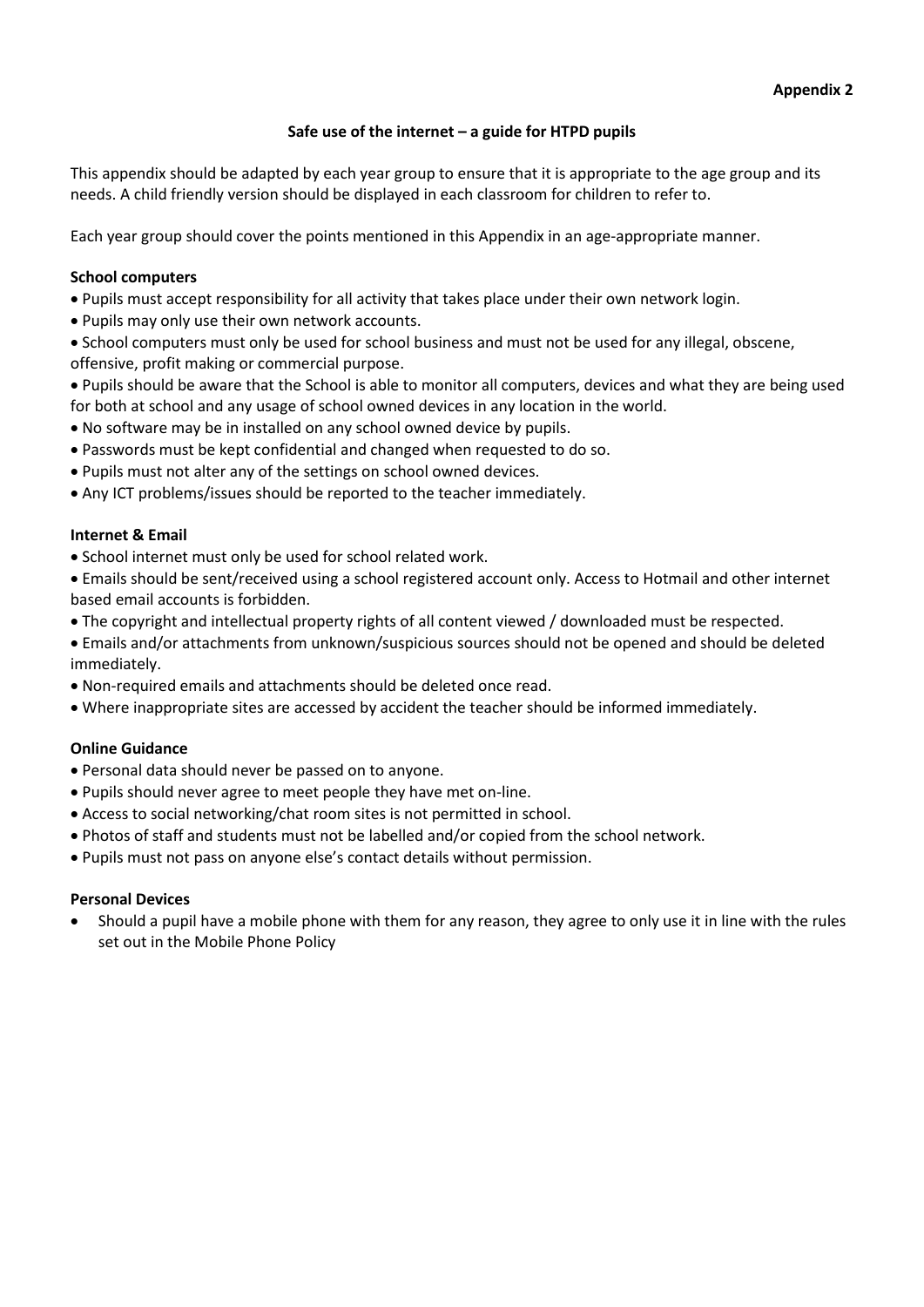**Appendix 2**

## Safe use of the internet – a guide for HTPD pupils

This appendix should be adapted by each year group to ensure that it is appropriate to the age group and its needs. A child friendly version should be displayed in each classroom for children to refer to.

Each year group should cover the points mentioned in this Appendix in an age-appropriate manner.

### School computers

- Pupils must accept responsibility for all activity that takes place under their own network login.
- Pupils may only use their own network accounts.
- School computers must only be used for school business and must not be used for any illegal, obscene, offensive, profit making or commercial purpose.
- Pupils should be aware that the School is able to monitor all computers, devices and what they are being used for both at school and any usage of school owned devices in any location in the world.
- No software may be in installed on any school owned device by pupils.
- Passwords must be kept confidential and changed when requested to do so.
- Pupils must not alter any of the settings on school owned devices.
- Any ICT problems/issues should be reported to the teacher immediately.

### Internet & Email

- School internet must only be used for school related work.
- Emails should be sent/received using a school registered account only. Access to Hotmail and other internet based email accounts is forbidden.
- The copyright and intellectual property rights of all content viewed / downloaded must be respected.
- Emails and/or attachments from unknown/suspicious sources should not be opened and should be deleted immediately.
- Non-required emails and attachments should be deleted once read.
- Where inappropriate sites are accessed by accident the teacher should be informed immediately.

### Online Guidance

- Personal data should never be passed on to anyone.
- Pupils should never agree to meet people they have met on-line.
- Access to social networking/chat room sites is not permitted in school.
- Photos of staff and students must not be labelled and/or copied from the school network.
- Pupils must not pass on anyone else's contact details without permission.

### Personal Devices

- Should a pupil have a mobile phone with them for any reason, they agree to only use it in line with the rules set out in the Mobile Phone Policy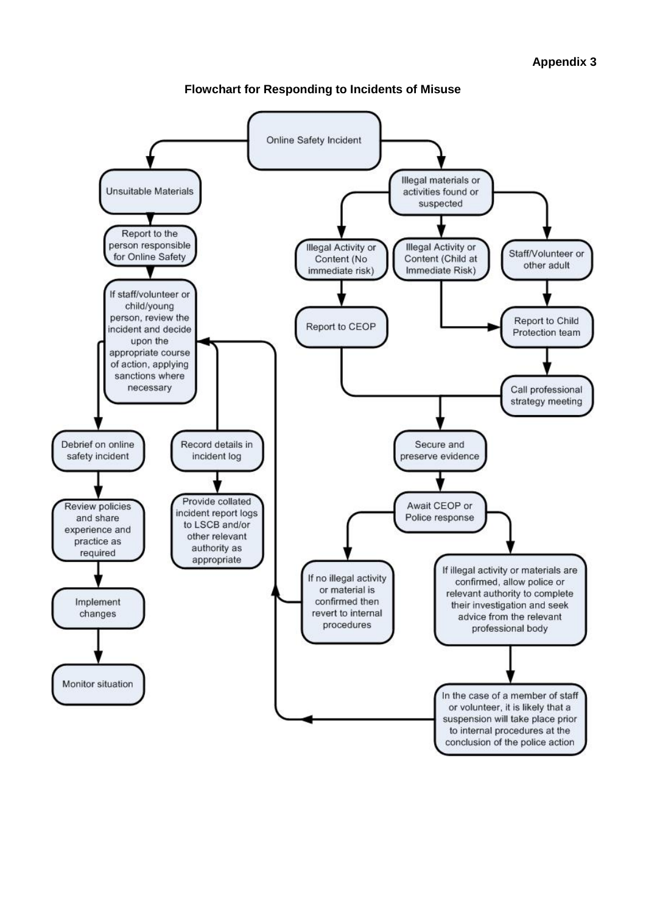**Appendix 3**

**Flowchart for Responding to Incidents of Misuse**

Online Safety Incident

Unsuitable Materials

Report to the person responsible for Online Safety

If staff/volunteer or child/young person, review the incident and decide upon the appropriate course of action, applying sanctions where necessary

Debrief on online safety incident

Review policies and share experience and practice as required

Implement changes

Monitor situation

Record details in incident log

Provide collated incident report logs to LSCB and/or other relevant authority as appropriate

Illegal materials or activities found or suspected

Illegal Activity or Content (No immediate risk)

Illegal Activity or Content (Child at Immediate Risk)

Staff/Volunteer or other adult

Report to CEOP

Report to Child Protection team

Call professional strategy meeting

Secure and preserve evidence

Await CEOP or Police response

If no illegal activity or material is confirmed then revert to internal procedures

If illegal activity or materials are confirmed, allow police or relevant authority to complete their investigation and seek advice from the relevant professional body

In the case of a member of staff or volunteer, it is likely that a suspension will take place prior to internal procedures at the conclusion of the police action